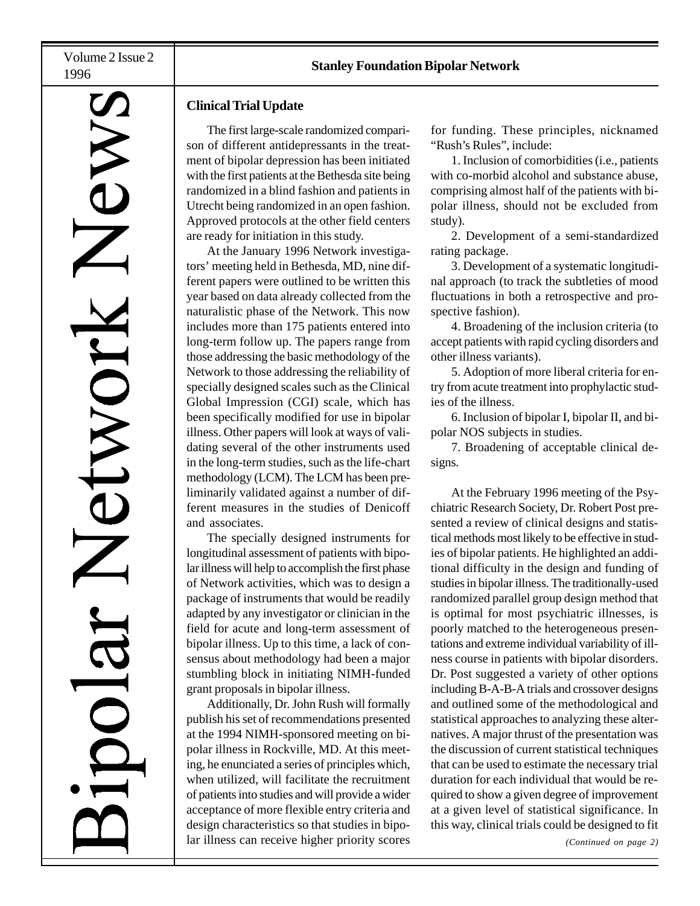# Bipolar Network News

**Stanley Foundation Bipolar Network**

## Clinical Trial Update

The first large-scale randomized comparison of different antidepressants in the treatment of bipolar depression has been initiated with the first patients at the Bethesda site being randomized in a blind fashion and patients in Utrecht being randomized in an open fashion. Approved protocols at the other field centers are ready for initiation in this study.

At the January 1996 Network investigators' meeting held in Bethesda, MD, nine different papers were outlined to be written this year based on data already collected from the naturalistic phase of the Network. This now includes more than 175 patients entered into long-term follow up. The papers range from those addressing the basic methodology of the Network to those addressing the reliability of specially designed scales such as the Clinical Global Impression (CGI) scale, which has been specifically modified for use in bipolar illness. Other papers will look at ways of validating several of the other instruments used in the long-term studies, such as the life-chart methodology (LCM). The LCM has been preliminarily validated against a number of different measures in the studies of Denicoff and associates.

The specially designed instruments for longitudinal assessment of patients with bipolar illness will help to accomplish the first phase of Network activities, which was to design a package of instruments that would be readily adapted by any investigator or clinician in the field for acute and long-term assessment of bipolar illness. Up to this time, a lack of consensus about methodology had been a major stumbling block in initiating NIMH-funded grant proposals in bipolar illness.

Additionally, Dr. John Rush will formally publish his set of recommendations presented at the 1994 NIMH-sponsored meeting on bipolar illness in Rockville, MD. At this meeting, he enunciated a series of principles which, when utilized, will facilitate the recruitment of patients into studies and will provide a wider acceptance of more flexible entry criteria and design characteristics so that studies in bipolar illness can receive higher priority scores for funding. These principles, nicknamed "Rush's Rules", include:

1. Inclusion of comorbidities (i.e., patients with co-morbid alcohol and substance abuse, comprising almost half of the patients with bipolar illness, should not be excluded from study).
2. Development of a semi-standardized rating package.
3. Development of a systematic longitudinal approach (to track the subtleties of mood fluctuations in both a retrospective and prospective fashion).
4. Broadening of the inclusion criteria (to accept patients with rapid cycling disorders and other illness variants).
5. Adoption of more liberal criteria for entry from acute treatment into prophylactic studies of the illness.
6. Inclusion of bipolar I, bipolar II, and bipolar NOS subjects in studies.
7. Broadening of acceptable clinical designs.

At the February 1996 meeting of the Psychiatric Research Society, Dr. Robert Post presented a review of clinical designs and statistical methods most likely to be effective in studies of bipolar patients. He highlighted an additional difficulty in the design and funding of studies in bipolar illness. The traditionally-used randomized parallel group design method that is optimal for most psychiatric illnesses, is poorly matched to the heterogeneous presentations and extreme individual variability of illness course in patients with bipolar disorders. Dr. Post suggested a variety of other options including B-A-B-A trials and crossover designs and outlined some of the methodological and statistical approaches to analyzing these alternatives. A major thrust of the presentation was the discussion of current statistical techniques that can be used to estimate the necessary trial duration for each individual that would be required to show a given degree of improvement at a given level of statistical significance. In this way, clinical trials could be designed to fit

*(Continued on page 2)*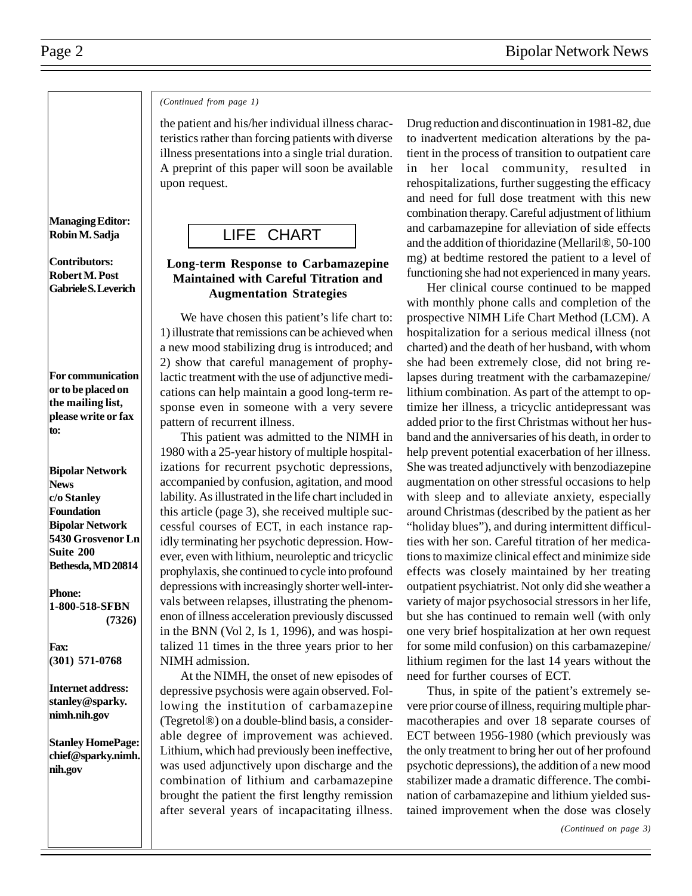**Managing Editor:**
**Robin M. Sadja**

**Contributors:**
**Robert M. Post**
**Gabriele S. Leverich**

**For communication or to be placed on the mailing list, please write or fax to:**

**Bipolar Network News**
**c/o Stanley Foundation**
**Bipolar Network**
**5430 Grosvenor Ln**
**Suite 200**
**Bethesda, MD 20814**

**Phone:**
**1-800-518-SFBN (7326)**

**Fax:**
**(301) 571-0768**

**Internet address:**
**stanley@sparky.nimh.nih.gov**

**Stanley HomePage:**
**chief@sparky.nimh.nih.gov**

*(Continued from page 1)*

the patient and his/her individual illness characteristics rather than forcing patients with diverse illness presentations into a single trial duration. A preprint of this paper will soon be available upon request.

## LIFE CHART

### Long-term Response to Carbamazepine Maintained with Careful Titration and Augmentation Strategies

We have chosen this patient's life chart to: 1) illustrate that remissions can be achieved when a new mood stabilizing drug is introduced; and 2) show that careful management of prophylactic treatment with the use of adjunctive medications can help maintain a good long-term response even in someone with a very severe pattern of recurrent illness.

This patient was admitted to the NIMH in 1980 with a 25-year history of multiple hospitalizations for recurrent psychotic depressions, accompanied by confusion, agitation, and mood lability. As illustrated in the life chart included in this article (page 3), she received multiple successful courses of ECT, in each instance rapidly terminating her psychotic depression. However, even with lithium, neuroleptic and tricyclic prophylaxis, she continued to cycle into profound depressions with increasingly shorter well-intervals between relapses, illustrating the phenomenon of illness acceleration previously discussed in the BNN (Vol 2, Is 1, 1996), and was hospitalized 11 times in the three years prior to her NIMH admission.

At the NIMH, the onset of new episodes of depressive psychosis were again observed. Following the institution of carbamazepine (Tegretol®) on a double-blind basis, a considerable degree of improvement was achieved. Lithium, which had previously been ineffective, was used adjunctively upon discharge and the combination of lithium and carbamazepine brought the patient the first lengthy remission after several years of incapacitating illness. Drug reduction and discontinuation in 1981-82, due to inadvertent medication alterations by the patient in the process of transition to outpatient care in her local community, resulted in rehospitalizations, further suggesting the efficacy and need for full dose treatment with this new combination therapy. Careful adjustment of lithium and carbamazepine for alleviation of side effects and the addition of thioridazine (Mellaril®, 50-100 mg) at bedtime restored the patient to a level of functioning she had not experienced in many years.

Her clinical course continued to be mapped with monthly phone calls and completion of the prospective NIMH Life Chart Method (LCM). A hospitalization for a serious medical illness (not charted) and the death of her husband, with whom she had been extremely close, did not bring relapses during treatment with the carbamazepine/lithium combination. As part of the attempt to optimize her illness, a tricyclic antidepressant was added prior to the first Christmas without her husband and the anniversaries of his death, in order to help prevent potential exacerbation of her illness. She was treated adjunctively with benzodiazepine augmentation on other stressful occasions to help with sleep and to alleviate anxiety, especially around Christmas (described by the patient as her "holiday blues"), and during intermittent difficulties with her son. Careful titration of her medications to maximize clinical effect and minimize side effects was closely maintained by her treating outpatient psychiatrist. Not only did she weather a variety of major psychosocial stressors in her life, but she has continued to remain well (with only one very brief hospitalization at her own request for some mild confusion) on this carbamazepine/lithium regimen for the last 14 years without the need for further courses of ECT.

Thus, in spite of the patient's extremely severe prior course of illness, requiring multiple pharmacotherapies and over 18 separate courses of ECT between 1956-1980 (which previously was the only treatment to bring her out of her profound psychotic depressions), the addition of a new mood stabilizer made a dramatic difference. The combination of carbamazepine and lithium yielded sustained improvement when the dose was closely

*(Continued on page 3)*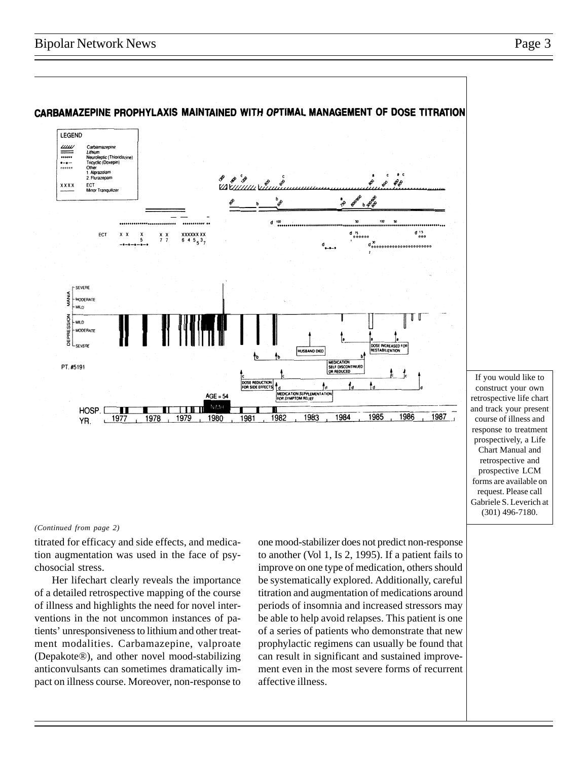## CARBAMAZEPINE PROPHYLAXIS MAINTAINED WITH *OPTIMAL* MANAGEMENT OF DOSE TITRATION

If you would like to construct your own retrospective life chart and track your present course of illness and response to treatment prospectively, a Life Chart Manual and retrospective and prospective LCM forms are available on request. Please call Gabriele S. Leverich at (301) 496-7180.

*(Continued from page 2)*

titrated for efficacy and side effects, and medication augmentation was used in the face of psychosocial stress.

Her lifechart clearly reveals the importance of a detailed retrospective mapping of the course of illness and highlights the need for novel interventions in the not uncommon instances of patients' unresponsiveness to lithium and other treatment modalities. Carbamazepine, valproate (Depakote®), and other novel mood-stabilizing anticonvulsants can sometimes dramatically impact on illness course. Moreover, non-response to one mood-stabilizer does not predict non-response to another (Vol 1, Is 2, 1995). If a patient fails to improve on one type of medication, others should be systematically explored. Additionally, careful titration and augmentation of medications around periods of insomnia and increased stressors may be able to help avoid relapses. This patient is one of a series of patients who demonstrate that new prophylactic regimens can usually be found that can result in significant and sustained improvement even in the most severe forms of recurrent affective illness.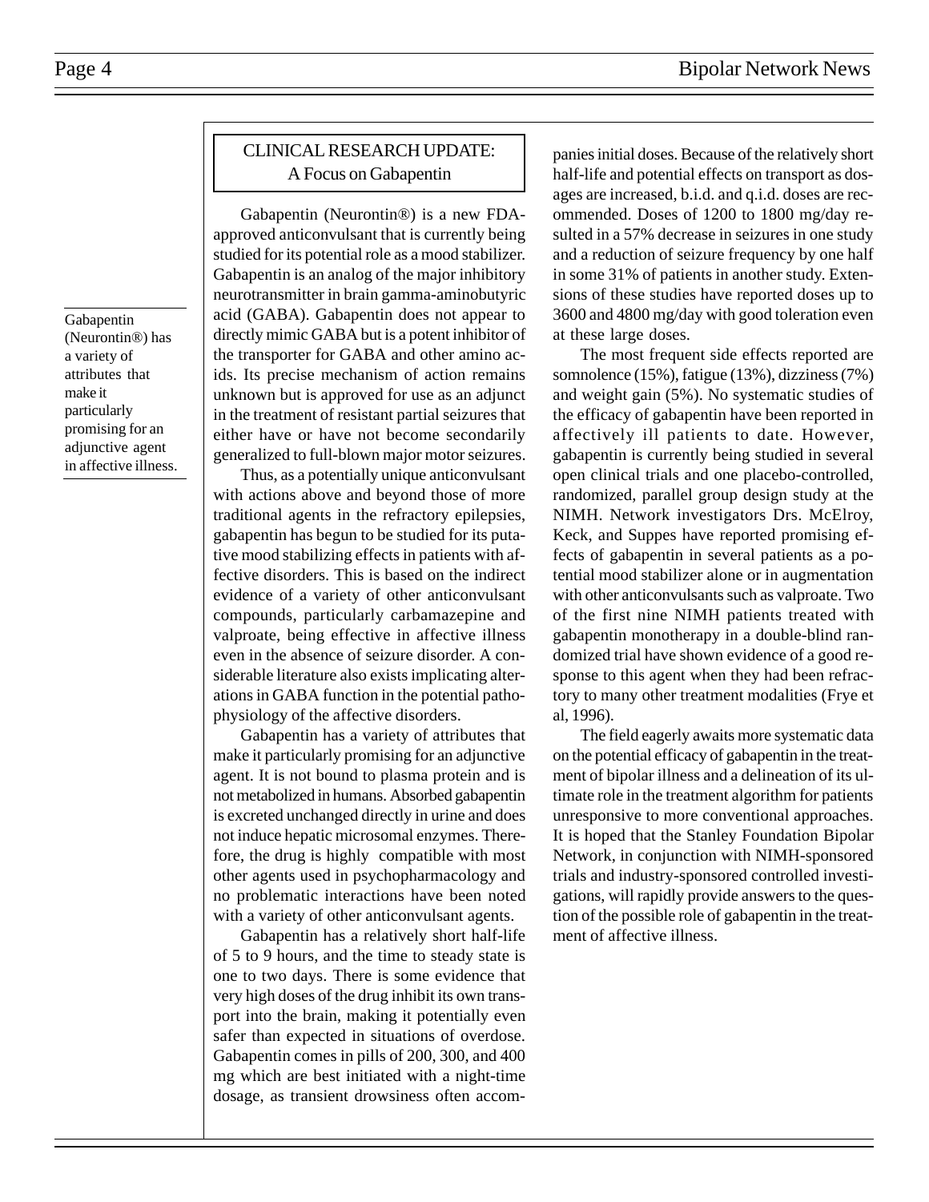## CLINICAL RESEARCH UPDATE: A Focus on Gabapentin

> Gabapentin (Neurontin®) has a variety of attributes that make it particularly promising for an adjunctive agent in affective illness.

Gabapentin (Neurontin®) is a new FDA-approved anticonvulsant that is currently being studied for its potential role as a mood stabilizer. Gabapentin is an analog of the major inhibitory neurotransmitter in brain gamma-aminobutyric acid (GABA). Gabapentin does not appear to directly mimic GABA but is a potent inhibitor of the transporter for GABA and other amino acids. Its precise mechanism of action remains unknown but is approved for use as an adjunct in the treatment of resistant partial seizures that either have or have not become secondarily generalized to full-blown major motor seizures.

Thus, as a potentially unique anticonvulsant with actions above and beyond those of more traditional agents in the refractory epilepsies, gabapentin has begun to be studied for its putative mood stabilizing effects in patients with affective disorders. This is based on the indirect evidence of a variety of other anticonvulsant compounds, particularly carbamazepine and valproate, being effective in affective illness even in the absence of seizure disorder. A considerable literature also exists implicating alterations in GABA function in the potential pathophysiology of the affective disorders.

Gabapentin has a variety of attributes that make it particularly promising for an adjunctive agent. It is not bound to plasma protein and is not metabolized in humans. Absorbed gabapentin is excreted unchanged directly in urine and does not induce hepatic microsomal enzymes. Therefore, the drug is highly compatible with most other agents used in psychopharmacology and no problematic interactions have been noted with a variety of other anticonvulsant agents.

Gabapentin has a relatively short half-life of 5 to 9 hours, and the time to steady state is one to two days. There is some evidence that very high doses of the drug inhibit its own transport into the brain, making it potentially even safer than expected in situations of overdose. Gabapentin comes in pills of 200, 300, and 400 mg which are best initiated with a night-time dosage, as transient drowsiness often accompanies initial doses. Because of the relatively short half-life and potential effects on transport as dosages are increased, b.i.d. and q.i.d. doses are recommended. Doses of 1200 to 1800 mg/day resulted in a 57% decrease in seizures in one study and a reduction of seizure frequency by one half in some 31% of patients in another study. Extensions of these studies have reported doses up to 3600 and 4800 mg/day with good toleration even at these large doses.

The most frequent side effects reported are somnolence (15%), fatigue (13%), dizziness (7%) and weight gain (5%). No systematic studies of the efficacy of gabapentin have been reported in affectively ill patients to date. However, gabapentin is currently being studied in several open clinical trials and one placebo-controlled, randomized, parallel group design study at the NIMH. Network investigators Drs. McElroy, Keck, and Suppes have reported promising effects of gabapentin in several patients as a potential mood stabilizer alone or in augmentation with other anticonvulsants such as valproate. Two of the first nine NIMH patients treated with gabapentin monotherapy in a double-blind randomized trial have shown evidence of a good response to this agent when they had been refractory to many other treatment modalities (Frye et al, 1996).

The field eagerly awaits more systematic data on the potential efficacy of gabapentin in the treatment of bipolar illness and a delineation of its ultimate role in the treatment algorithm for patients unresponsive to more conventional approaches. It is hoped that the Stanley Foundation Bipolar Network, in conjunction with NIMH-sponsored trials and industry-sponsored controlled investigations, will rapidly provide answers to the question of the possible role of gabapentin in the treatment of affective illness.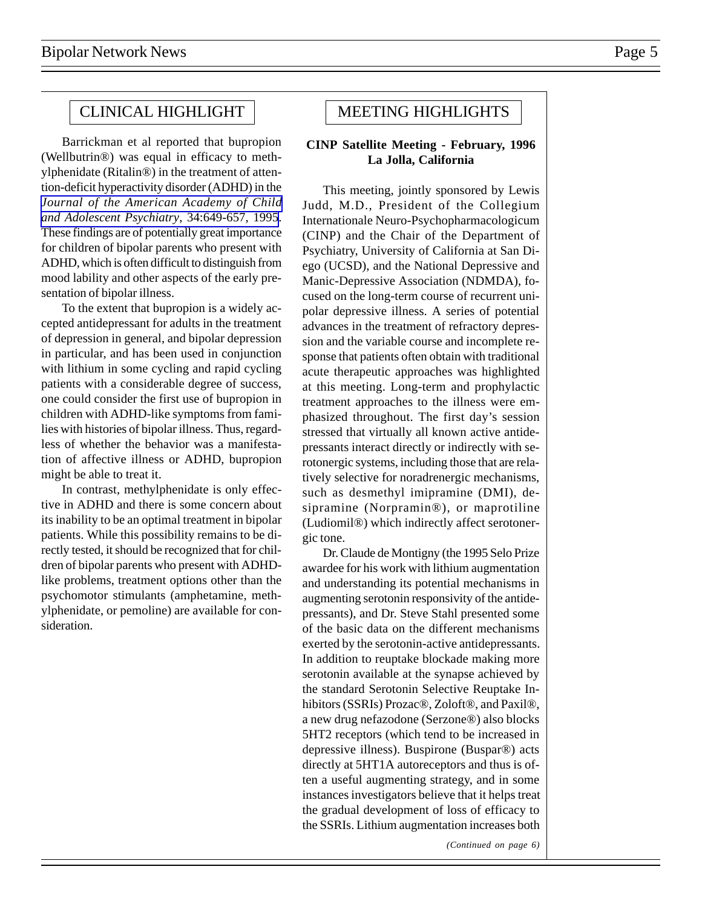## CLINICAL HIGHLIGHT

Barrickman et al reported that bupropion (Wellbutrin®) was equal in efficacy to methylphenidate (Ritalin®) in the treatment of attention-deficit hyperactivity disorder (ADHD) in the *Journal of the American Academy of Child and Adolescent Psychiatry*, 34:649-657, 1995. These findings are of potentially great importance for children of bipolar parents who present with ADHD, which is often difficult to distinguish from mood lability and other aspects of the early presentation of bipolar illness.

To the extent that bupropion is a widely accepted antidepressant for adults in the treatment of depression in general, and bipolar depression in particular, and has been used in conjunction with lithium in some cycling and rapid cycling patients with a considerable degree of success, one could consider the first use of bupropion in children with ADHD-like symptoms from families with histories of bipolar illness. Thus, regardless of whether the behavior was a manifestation of affective illness or ADHD, bupropion might be able to treat it.

In contrast, methylphenidate is only effective in ADHD and there is some concern about its inability to be an optimal treatment in bipolar patients. While this possibility remains to be directly tested, it should be recognized that for children of bipolar parents who present with ADHD-like problems, treatment options other than the psychomotor stimulants (amphetamine, methylphenidate, or pemoline) are available for consideration.

## MEETING HIGHLIGHTS

**CINP Satellite Meeting - February, 1996**
**La Jolla, California**

This meeting, jointly sponsored by Lewis Judd, M.D., President of the Collegium Internationale Neuro-Psychopharmacologicum (CINP) and the Chair of the Department of Psychiatry, University of California at San Diego (UCSD), and the National Depressive and Manic-Depressive Association (NDMDA), focused on the long-term course of recurrent unipolar depressive illness. A series of potential advances in the treatment of refractory depression and the variable course and incomplete response that patients often obtain with traditional acute therapeutic approaches was highlighted at this meeting. Long-term and prophylactic treatment approaches to the illness were emphasized throughout. The first day's session stressed that virtually all known active antidepressants interact directly or indirectly with serotonergic systems, including those that are relatively selective for noradrenergic mechanisms, such as desmethyl imipramine (DMI), desipramine (Norpramin®), or maprotiline (Ludiomil®) which indirectly affect serotonergic tone.

Dr. Claude de Montigny (the 1995 Selo Prize awardee for his work with lithium augmentation and understanding its potential mechanisms in augmenting serotonin responsivity of the antidepressants), and Dr. Steve Stahl presented some of the basic data on the different mechanisms exerted by the serotonin-active antidepressants. In addition to reuptake blockade making more serotonin available at the synapse achieved by the standard Serotonin Selective Reuptake Inhibitors (SSRIs) Prozac®, Zoloft®, and Paxil®, a new drug nefazodone (Serzone®) also blocks 5HT2 receptors (which tend to be increased in depressive illness). Buspirone (Buspar®) acts directly at 5HT1A autoreceptors and thus is often a useful augmenting strategy, and in some instances investigators believe that it helps treat the gradual development of loss of efficacy to the SSRIs. Lithium augmentation increases both

*(Continued on page 6)*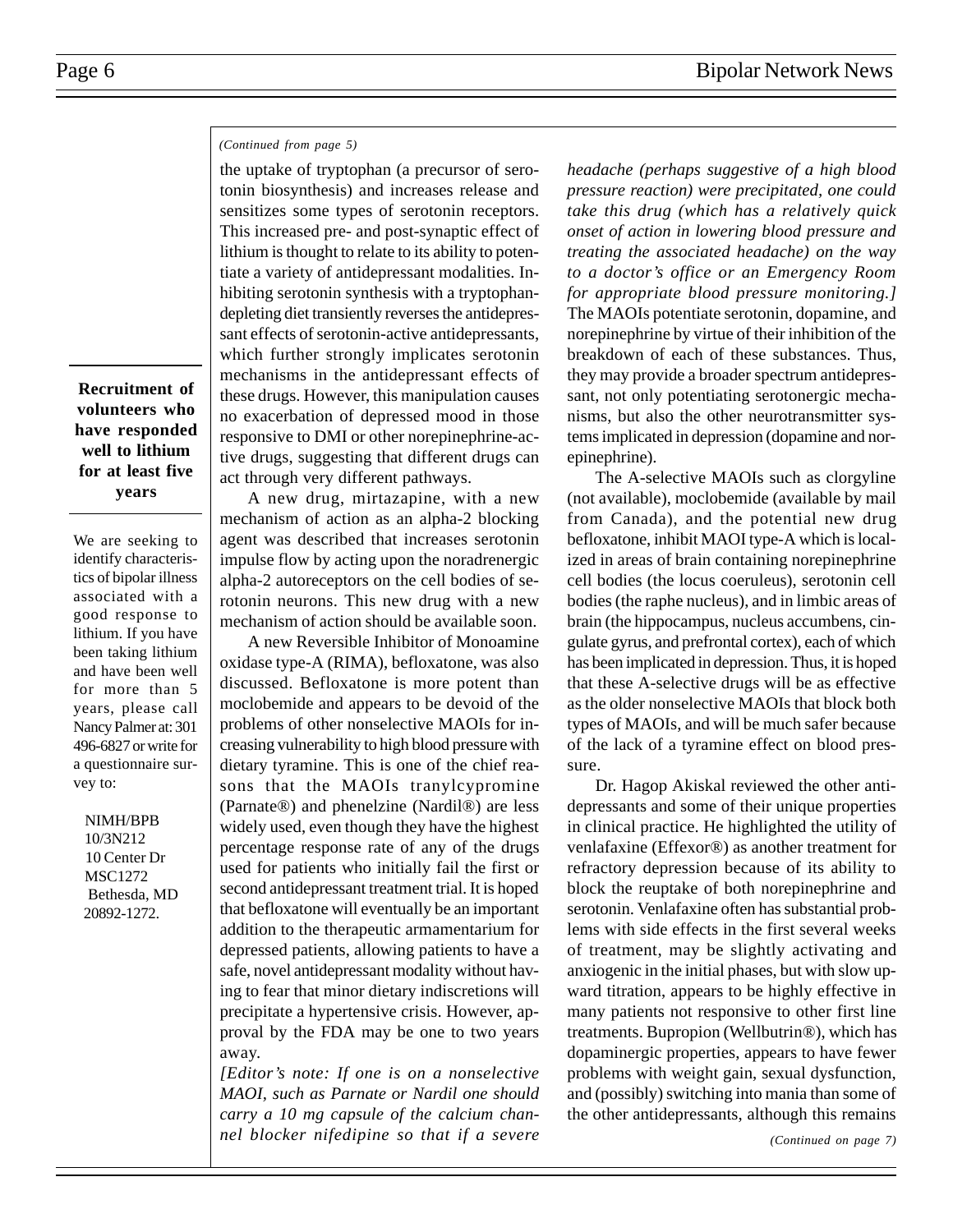*(Continued from page 5)*

the uptake of tryptophan (a precursor of serotonin biosynthesis) and increases release and sensitizes some types of serotonin receptors. This increased pre- and post-synaptic effect of lithium is thought to relate to its ability to potentiate a variety of antidepressant modalities. Inhibiting serotonin synthesis with a tryptophan-depleting diet transiently reverses the antidepressant effects of serotonin-active antidepressants, which further strongly implicates serotonin mechanisms in the antidepressant effects of these drugs. However, this manipulation causes no exacerbation of depressed mood in those responsive to DMI or other norepinephrine-active drugs, suggesting that different drugs can act through very different pathways.

A new drug, mirtazapine, with a new mechanism of action as an alpha-2 blocking agent was described that increases serotonin impulse flow by acting upon the noradrenergic alpha-2 autoreceptors on the cell bodies of serotonin neurons. This new drug with a new mechanism of action should be available soon.

A new Reversible Inhibitor of Monoamine oxidase type-A (RIMA), befloxatone, was also discussed. Befloxatone is more potent than moclobemide and appears to be devoid of the problems of other nonselective MAOIs for increasing vulnerability to high blood pressure with dietary tyramine. This is one of the chief reasons that the MAOIs tranylcypromine (Parnate®) and phenelzine (Nardil®) are less widely used, even though they have the highest percentage response rate of any of the drugs used for patients who initially fail the first or second antidepressant treatment trial. It is hoped that befloxatone will eventually be an important addition to the therapeutic armamentarium for depressed patients, allowing patients to have a safe, novel antidepressant modality without having to fear that minor dietary indiscretions will precipitate a hypertensive crisis. However, approval by the FDA may be one to two years away.

*[Editor's note: If one is on a nonselective MAOI, such as Parnate or Nardil one should carry a 10 mg capsule of the calcium channel blocker nifedipine so that if a severe headache (perhaps suggestive of a high blood pressure reaction) were precipitated, one could take this drug (which has a relatively quick onset of action in lowering blood pressure and treating the associated headache) on the way to a doctor's office or an Emergency Room for appropriate blood pressure monitoring.]*
The MAOIs potentiate serotonin, dopamine, and norepinephrine by virtue of their inhibition of the breakdown of each of these substances. Thus, they may provide a broader spectrum antidepressant, not only potentiating serotonergic mechanisms, but also the other neurotransmitter systems implicated in depression (dopamine and norepinephrine).

The A-selective MAOIs such as clorgyline (not available), moclobemide (available by mail from Canada), and the potential new drug befloxatone, inhibit MAOI type-A which is localized in areas of brain containing norepinephrine cell bodies (the locus coeruleus), serotonin cell bodies (the raphe nucleus), and in limbic areas of brain (the hippocampus, nucleus accumbens, cingulate gyrus, and prefrontal cortex), each of which has been implicated in depression. Thus, it is hoped that these A-selective drugs will be as effective as the older nonselective MAOIs that block both types of MAOIs, and will be much safer because of the lack of a tyramine effect on blood pressure.

Dr. Hagop Akiskal reviewed the other antidepressants and some of their unique properties in clinical practice. He highlighted the utility of venlafaxine (Effexor®) as another treatment for refractory depression because of its ability to block the reuptake of both norepinephrine and serotonin. Venlafaxine often has substantial problems with side effects in the first several weeks of treatment, may be slightly activating and anxiogenic in the initial phases, but with slow upward titration, appears to be highly effective in many patients not responsive to other first line treatments. Bupropion (Wellbutrin®), which has dopaminergic properties, appears to have fewer problems with weight gain, sexual dysfunction, and (possibly) switching into mania than some of the other antidepressants, although this remains

*(Continued on page 7)*

---

**Recruitment of volunteers who have responded well to lithium for at least five years**

We are seeking to identify characteristics of bipolar illness associated with a good response to lithium. If you have been taking lithium and have been well for more than 5 years, please call Nancy Palmer at: 301 496-6827 or write for a questionnaire survey to:

NIMH/BPB
10/3N212
10 Center Dr
MSC1272
Bethesda, MD
20892-1272.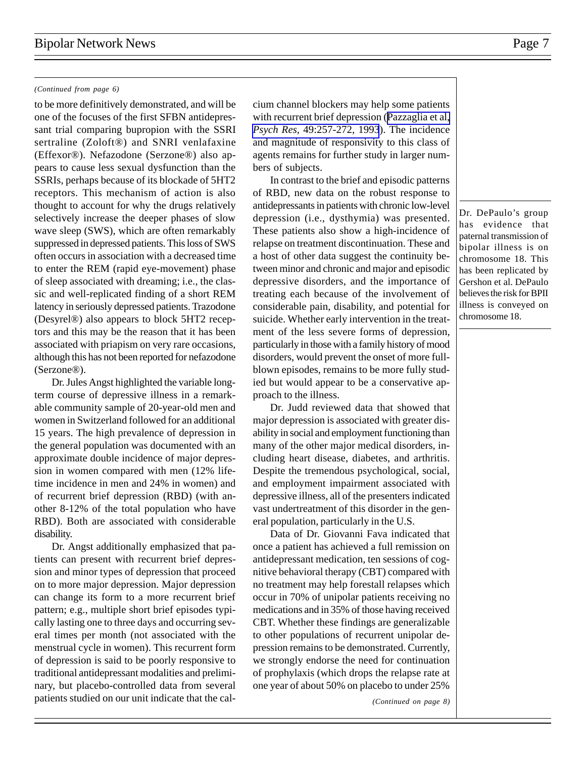*(Continued from page 6)*

to be more definitively demonstrated, and will be one of the focuses of the first SFBN antidepressant trial comparing bupropion with the SSRI sertraline (Zoloft®) and SNRI venlafaxine (Effexor®). Nefazodone (Serzone®) also appears to cause less sexual dysfunction than the SSRIs, perhaps because of its blockade of 5HT2 receptors. This mechanism of action is also thought to account for why the drugs relatively selectively increase the deeper phases of slow wave sleep (SWS), which are often remarkably suppressed in depressed patients. This loss of SWS often occurs in association with a decreased time to enter the REM (rapid eye-movement) phase of sleep associated with dreaming; i.e., the classic and well-replicated finding of a short REM latency in seriously depressed patients. Trazodone (Desyrel®) also appears to block 5HT2 receptors and this may be the reason that it has been associated with priapism on very rare occasions, although this has not been reported for nefazodone (Serzone®).

Dr. Jules Angst highlighted the variable long-term course of depressive illness in a remarkable community sample of 20-year-old men and women in Switzerland followed for an additional 15 years. The high prevalence of depression in the general population was documented with an approximate double incidence of major depression in women compared with men (12% lifetime incidence in men and 24% in women) and of recurrent brief depression (RBD) (with another 8-12% of the total population who have RBD). Both are associated with considerable disability.

Dr. Angst additionally emphasized that patients can present with recurrent brief depression and minor types of depression that proceed on to more major depression. Major depression can change its form to a more recurrent brief pattern; e.g., multiple short brief episodes typically lasting one to three days and occurring several times per month (not associated with the menstrual cycle in women). This recurrent form of depression is said to be poorly responsive to traditional antidepressant modalities and preliminary, but placebo-controlled data from several patients studied on our unit indicate that the calcium channel blockers may help some patients with recurrent brief depression (Pazzaglia et al., *Psych Res*, 49:257-272, 1993). The incidence and magnitude of responsivity to this class of agents remains for further study in larger numbers of subjects.

In contrast to the brief and episodic patterns of RBD, new data on the robust response to antidepressants in patients with chronic low-level depression (i.e., dysthymia) was presented. These patients also show a high-incidence of relapse on treatment discontinuation. These and a host of other data suggest the continuity between minor and chronic and major and episodic depressive disorders, and the importance of treating each because of the involvement of considerable pain, disability, and potential for suicide. Whether early intervention in the treatment of the less severe forms of depression, particularly in those with a family history of mood disorders, would prevent the onset of more full-blown episodes, remains to be more fully studied but would appear to be a conservative approach to the illness.

Dr. Judd reviewed data that showed that major depression is associated with greater disability in social and employment functioning than many of the other major medical disorders, including heart disease, diabetes, and arthritis. Despite the tremendous psychological, social, and employment impairment associated with depressive illness, all of the presenters indicated vast undertreatment of this disorder in the general population, particularly in the U.S.

Data of Dr. Giovanni Fava indicated that once a patient has achieved a full remission on antidepressant medication, ten sessions of cognitive behavioral therapy (CBT) compared with no treatment may help forestall relapses which occur in 70% of unipolar patients receiving no medications and in 35% of those having received CBT. Whether these findings are generalizable to other populations of recurrent unipolar depression remains to be demonstrated. Currently, we strongly endorse the need for continuation of prophylaxis (which drops the relapse rate at one year of about 50% on placebo to under 25%

*(Continued on page 8)*

Dr. DePaulo's group has evidence that paternal transmission of bipolar illness is on chromosome 18. This has been replicated by Gershon et al. DePaulo believes the risk for BPII illness is conveyed on chromosome 18.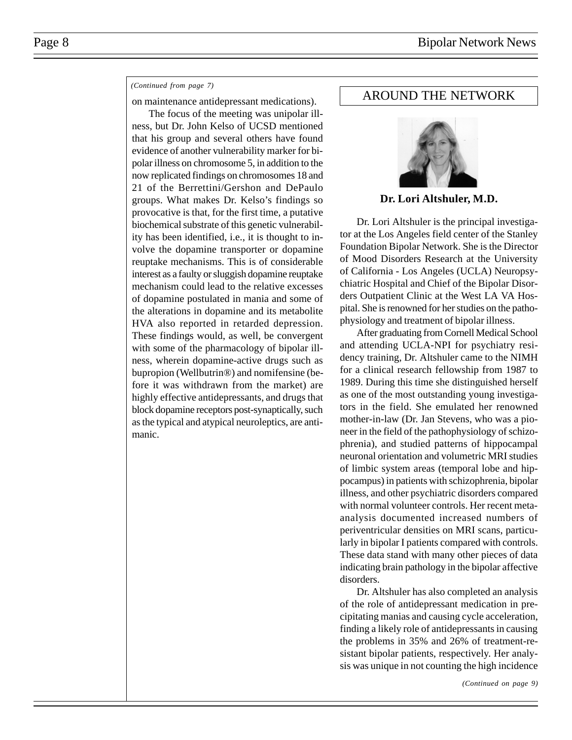*(Continued from page 7)*

on maintenance antidepressant medications).

The focus of the meeting was unipolar illness, but Dr. John Kelso of UCSD mentioned that his group and several others have found evidence of another vulnerability marker for bipolar illness on chromosome 5, in addition to the now replicated findings on chromosomes 18 and 21 of the Berrettini/Gershon and DePaulo groups. What makes Dr. Kelso's findings so provocative is that, for the first time, a putative biochemical substrate of this genetic vulnerability has been identified, i.e., it is thought to involve the dopamine transporter or dopamine reuptake mechanisms. This is of considerable interest as a faulty or sluggish dopamine reuptake mechanism could lead to the relative excesses of dopamine postulated in mania and some of the alterations in dopamine and its metabolite HVA also reported in retarded depression. These findings would, as well, be convergent with some of the pharmacology of bipolar illness, wherein dopamine-active drugs such as bupropion (Wellbutrin®) and nomifensine (before it was withdrawn from the market) are highly effective antidepressants, and drugs that block dopamine receptors post-synaptically, such as the typical and atypical neuroleptics, are antimanic.

## AROUND THE NETWORK

**Dr. Lori Altshuler, M.D.**

Dr. Lori Altshuler is the principal investigator at the Los Angeles field center of the Stanley Foundation Bipolar Network. She is the Director of Mood Disorders Research at the University of California - Los Angeles (UCLA) Neuropsychiatric Hospital and Chief of the Bipolar Disorders Outpatient Clinic at the West LA VA Hospital. She is renowned for her studies on the pathophysiology and treatment of bipolar illness.

After graduating from Cornell Medical School and attending UCLA-NPI for psychiatry residency training, Dr. Altshuler came to the NIMH for a clinical research fellowship from 1987 to 1989. During this time she distinguished herself as one of the most outstanding young investigators in the field. She emulated her renowned mother-in-law (Dr. Jan Stevens, who was a pioneer in the field of the pathophysiology of schizophrenia), and studied patterns of hippocampal neuronal orientation and volumetric MRI studies of limbic system areas (temporal lobe and hippocampus) in patients with schizophrenia, bipolar illness, and other psychiatric disorders compared with normal volunteer controls. Her recent meta-analysis documented increased numbers of periventricular densities on MRI scans, particularly in bipolar I patients compared with controls. These data stand with many other pieces of data indicating brain pathology in the bipolar affective disorders.

Dr. Altshuler has also completed an analysis of the role of antidepressant medication in precipitating manias and causing cycle acceleration, finding a likely role of antidepressants in causing the problems in 35% and 26% of treatment-resistant bipolar patients, respectively. Her analysis was unique in not counting the high incidence

*(Continued on page 9)*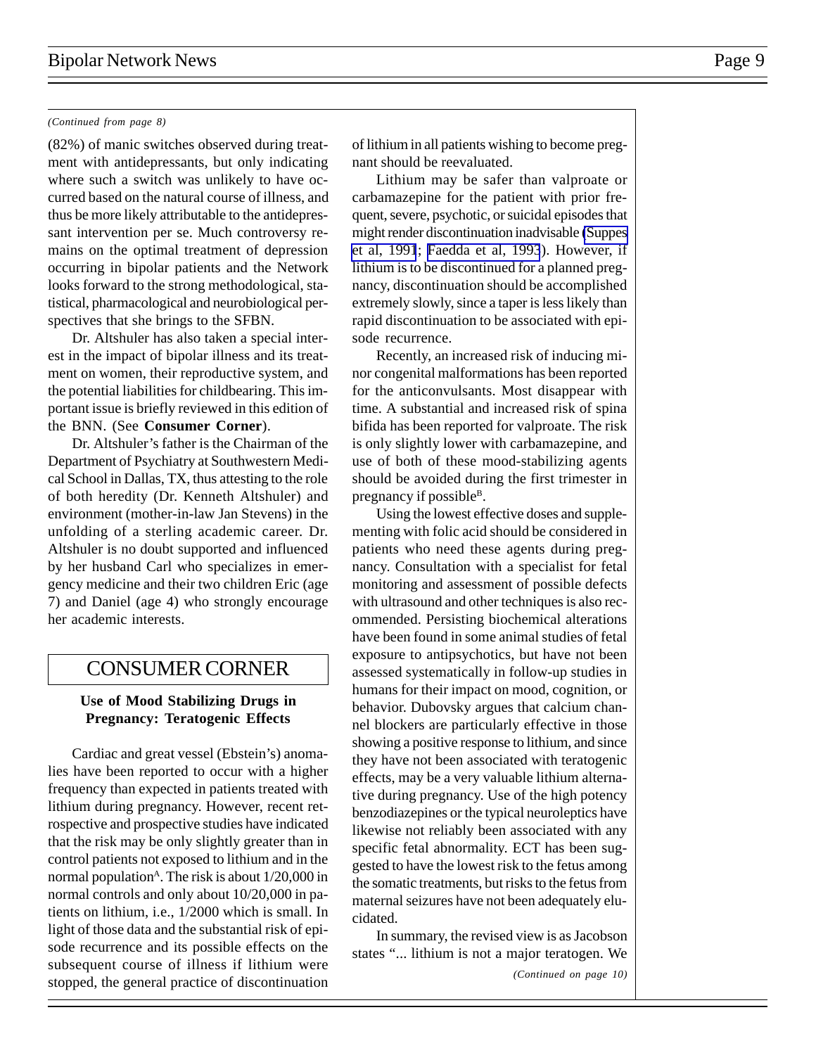*(Continued from page 8)*

(82%) of manic switches observed during treatment with antidepressants, but only indicating where such a switch was unlikely to have occurred based on the natural course of illness, and thus be more likely attributable to the antidepressant intervention per se. Much controversy remains on the optimal treatment of depression occurring in bipolar patients and the Network looks forward to the strong methodological, statistical, pharmacological and neurobiological perspectives that she brings to the SFBN.

Dr. Altshuler has also taken a special interest in the impact of bipolar illness and its treatment on women, their reproductive system, and the potential liabilities for childbearing. This important issue is briefly reviewed in this edition of the BNN. (See **Consumer Corner**).

Dr. Altshuler's father is the Chairman of the Department of Psychiatry at Southwestern Medical School in Dallas, TX, thus attesting to the role of both heredity (Dr. Kenneth Altshuler) and environment (mother-in-law Jan Stevens) in the unfolding of a sterling academic career. Dr. Altshuler is no doubt supported and influenced by her husband Carl who specializes in emergency medicine and their two children Eric (age 7) and Daniel (age 4) who strongly encourage her academic interests.

## CONSUMER CORNER

### Use of Mood Stabilizing Drugs in Pregnancy: Teratogenic Effects

Cardiac and great vessel (Ebstein's) anomalies have been reported to occur with a higher frequency than expected in patients treated with lithium during pregnancy. However, recent retrospective and prospective studies have indicated that the risk may be only slightly greater than in control patients not exposed to lithium and in the normal population[A]. The risk is about 1/20,000 in normal controls and only about 10/20,000 in patients on lithium, i.e., 1/2000 which is small. In light of those data and the substantial risk of episode recurrence and its possible effects on the subsequent course of illness if lithium were stopped, the general practice of discontinuation of lithium in all patients wishing to become pregnant should be reevaluated.

Lithium may be safer than valproate or carbamazepine for the patient with prior frequent, severe, psychotic, or suicidal episodes that might render discontinuation inadvisable (Suppes et al, 1991; Faedda et al, 1993). However, if lithium is to be discontinued for a planned pregnancy, discontinuation should be accomplished extremely slowly, since a taper is less likely than rapid discontinuation to be associated with episode recurrence.

Recently, an increased risk of inducing minor congenital malformations has been reported for the anticonvulsants. Most disappear with time. A substantial and increased risk of spina bifida has been reported for valproate. The risk is only slightly lower with carbamazepine, and use of both of these mood-stabilizing agents should be avoided during the first trimester in pregnancy if possible[B].

Using the lowest effective doses and supplementing with folic acid should be considered in patients who need these agents during pregnancy. Consultation with a specialist for fetal monitoring and assessment of possible defects with ultrasound and other techniques is also recommended. Persisting biochemical alterations have been found in some animal studies of fetal exposure to antipsychotics, but have not been assessed systematically in follow-up studies in humans for their impact on mood, cognition, or behavior. Dubovsky argues that calcium channel blockers are particularly effective in those showing a positive response to lithium, and since they have not been associated with teratogenic effects, may be a very valuable lithium alternative during pregnancy. Use of the high potency benzodiazepines or the typical neuroleptics have likewise not reliably been associated with any specific fetal abnormality. ECT has been suggested to have the lowest risk to the fetus among the somatic treatments, but risks to the fetus from maternal seizures have not been adequately elucidated.

In summary, the revised view is as Jacobson states "... lithium is not a major teratogen. We

*(Continued on page 10)*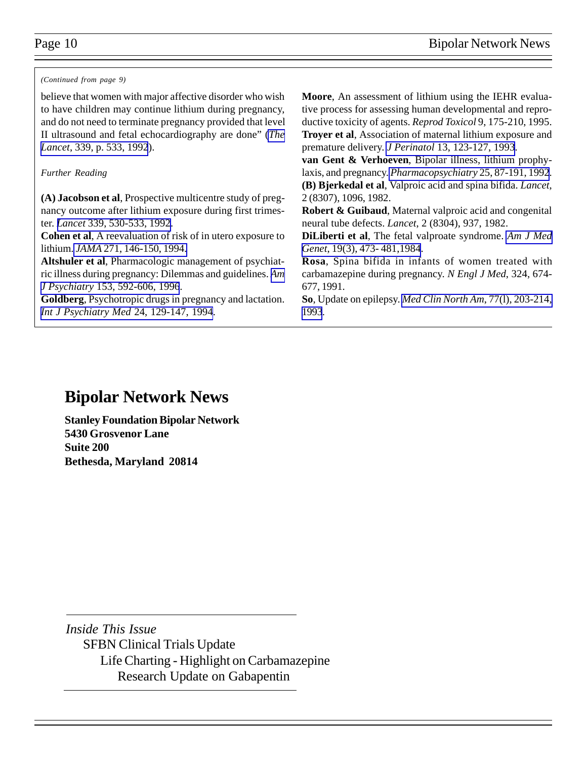*(Continued from page 9)*

believe that women with major affective disorder who wish to have children may continue lithium during pregnancy, and do not need to terminate pregnancy provided that level II ultrasound and fetal echocardiography are done" (*The Lancet*, 339, p. 533, 1992).

*Further Reading*

**(A) Jacobson et al**, Prospective multicentre study of pregnancy outcome after lithium exposure during first trimester. *Lancet* 339, 530-533, 1992.

**Cohen et al**, A reevaluation of risk of in utero exposure to lithium. *JAMA* 271, 146-150, 1994.

**Altshuler et al**, Pharmacologic management of psychiatric illness during pregnancy: Dilemmas and guidelines. *Am J Psychiatry* 153, 592-606, 1996.

**Goldberg**, Psychotropic drugs in pregnancy and lactation. *Int J Psychiatry Med* 24, 129-147, 1994.

**Moore**, An assessment of lithium using the IEHR evaluative process for assessing human developmental and reproductive toxicity of agents. *Reprod Toxicol* 9, 175-210, 1995.

**Troyer et al**, Association of maternal lithium exposure and premature delivery. *J Perinatol* 13, 123-127, 1993.

**van Gent & Verhoeven**, Bipolar illness, lithium prophylaxis, and pregnancy. *Pharmacopsychiatry* 25, 87-191, 1992.

**(B) Bjerkedal et al**, Valproic acid and spina bifida. *Lancet*, 2 (8307), 1096, 1982.

**Robert & Guibaud**, Maternal valproic acid and congenital neural tube defects. *Lancet*, 2 (8304), 937, 1982.

**DiLiberti et al**, The fetal valproate syndrome. *Am J Med Genet*, 19(3), 473- 481,1984.

**Rosa**, Spina bifida in infants of women treated with carbamazepine during pregnancy. *N Engl J Med*, 324, 674-677, 1991.

**So**, Update on epilepsy. *Med Clin North Am*, 77(l), 203-214, 1993.

# Bipolar Network News

**Stanley Foundation Bipolar Network**
**5430 Grosvenor Lane**
**Suite 200**
**Bethesda, Maryland 20814**

*Inside This Issue*

SFBN Clinical Trials Update

Life Charting - Highlight on Carbamazepine

Research Update on Gabapentin